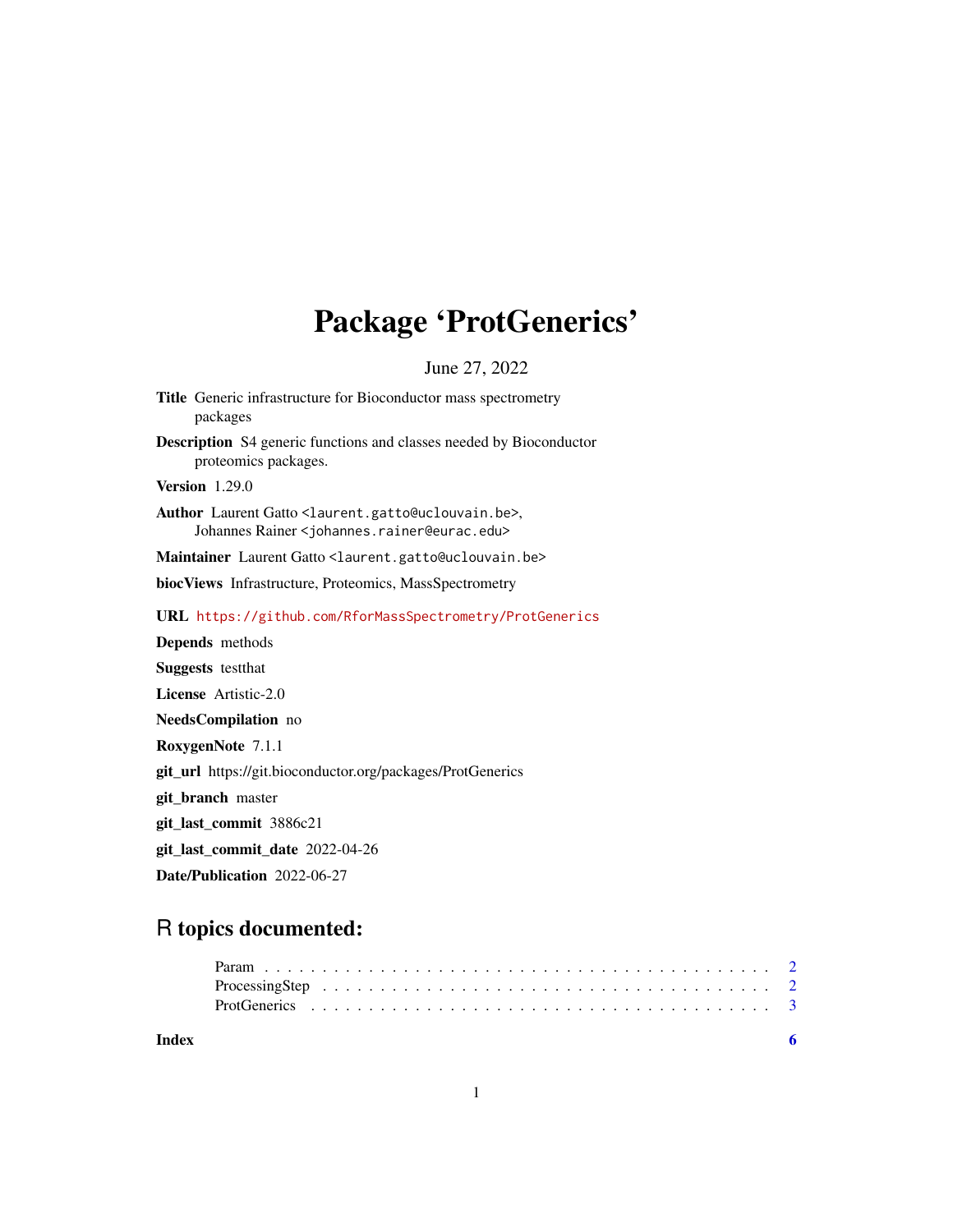# Package 'ProtGenerics'

June 27, 2022

**Title** Generic infrastructure for Bioconductor mass spectrometry packages

**Description** S4 generic functions and classes needed by Bioconductor proteomics packages.

**Version** 1.29.0

**Author** Laurent Gatto <laurent.gatto@uclouvain.be>, Johannes Rainer <johannes.rainer@eurac.edu>

**Maintainer** Laurent Gatto <laurent.gatto@uclouvain.be>

**biocViews** Infrastructure, Proteomics, MassSpectrometry

**URL** https://github.com/RforMassSpectrometry/ProtGenerics

**Depends** methods

**Suggests** testthat

**License** Artistic-2.0

**NeedsCompilation** no

**RoxygenNote** 7.1.1

**git_url** https://git.bioconductor.org/packages/ProtGenerics

**git_branch** master

**git_last_commit** 3886c21

**git_last_commit_date** 2022-04-26

**Date/Publication** 2022-06-27

## R topics documented:

Param . . . . . . . . . . . . . . . . . . . . . . . . . . . . . . . . . . . . . . . . . . 2
ProcessingStep . . . . . . . . . . . . . . . . . . . . . . . . . . . . . . . . . . . . . . 2
ProtGenerics . . . . . . . . . . . . . . . . . . . . . . . . . . . . . . . . . . . . . . . 3

**Index** **6**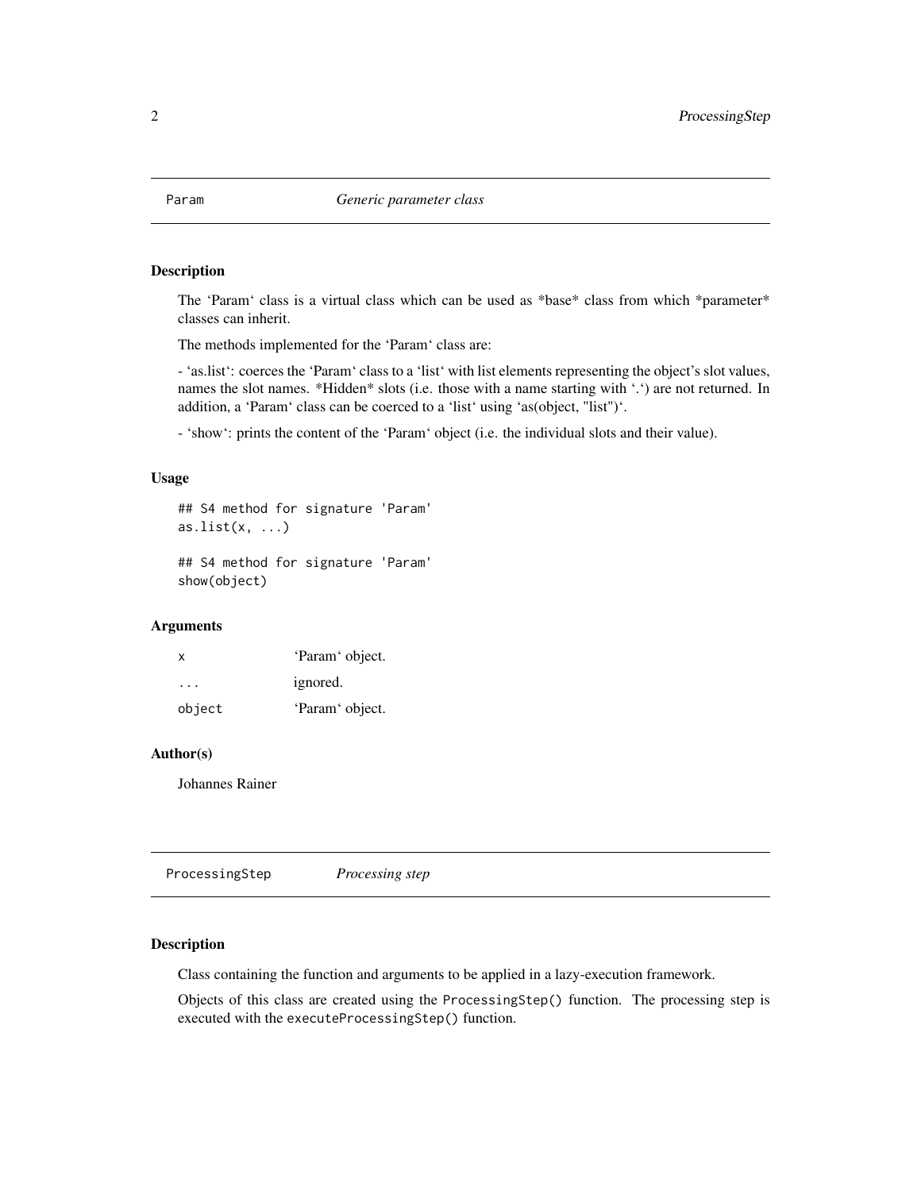## Param — *Generic parameter class*

### Description

The ‘Param‘ class is a virtual class which can be used as *base* class from which *parameter* classes can inherit.

The methods implemented for the ‘Param‘ class are:

- ‘as.list‘: coerces the ‘Param‘ class to a ‘list‘ with list elements representing the object’s slot values, names the slot names. *Hidden* slots (i.e. those with a name starting with ‘.‘) are not returned. In addition, a ‘Param‘ class can be coerced to a ‘list‘ using ‘as(object, "list")‘.

- ‘show‘: prints the content of the ‘Param‘ object (i.e. the individual slots and their value).

### Usage

```
## S4 method for signature 'Param'
as.list(x, ...)

## S4 method for signature 'Param'
show(object)
```

### Arguments

| | |
|---|---|
| `x` | ‘Param‘ object. |
| `...` | ignored. |
| `object` | ‘Param‘ object. |

### Author(s)

Johannes Rainer

## ProcessingStep — *Processing step*

### Description

Class containing the function and arguments to be applied in a lazy-execution framework.

Objects of this class are created using the `ProcessingStep()` function. The processing step is executed with the `executeProcessingStep()` function.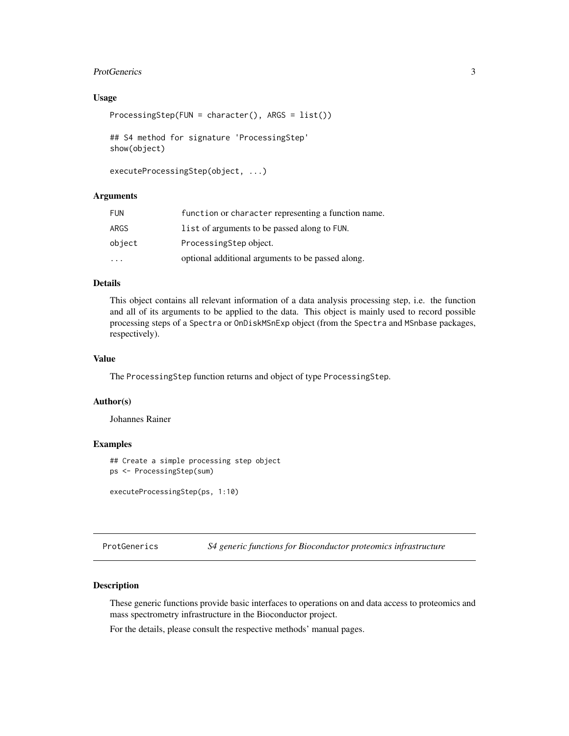### Usage

```
ProcessingStep(FUN = character(), ARGS = list())

## S4 method for signature 'ProcessingStep'
show(object)

executeProcessingStep(object, ...)
```

### Arguments

| | |
|---|---|
| `FUN` | `function` or `character` representing a function name. |
| `ARGS` | `list` of arguments to be passed along to `FUN`. |
| `object` | `ProcessingStep` object. |
| `...` | optional additional arguments to be passed along. |

### Details

This object contains all relevant information of a data analysis processing step, i.e. the function and all of its arguments to be applied to the data. This object is mainly used to record possible processing steps of a `Spectra` or `OnDiskMSnExp` object (from the `Spectra` and `MSnbase` packages, respectively).

### Value

The `ProcessingStep` function returns and object of type `ProcessingStep`.

### Author(s)

Johannes Rainer

### Examples

```
## Create a simple processing step object
ps <- ProcessingStep(sum)

executeProcessingStep(ps, 1:10)
```

---

## `ProtGenerics` *S4 generic functions for Bioconductor proteomics infrastructure*

---

### Description

These generic functions provide basic interfaces to operations on and data access to proteomics and mass spectrometry infrastructure in the Bioconductor project.

For the details, please consult the respective methods' manual pages.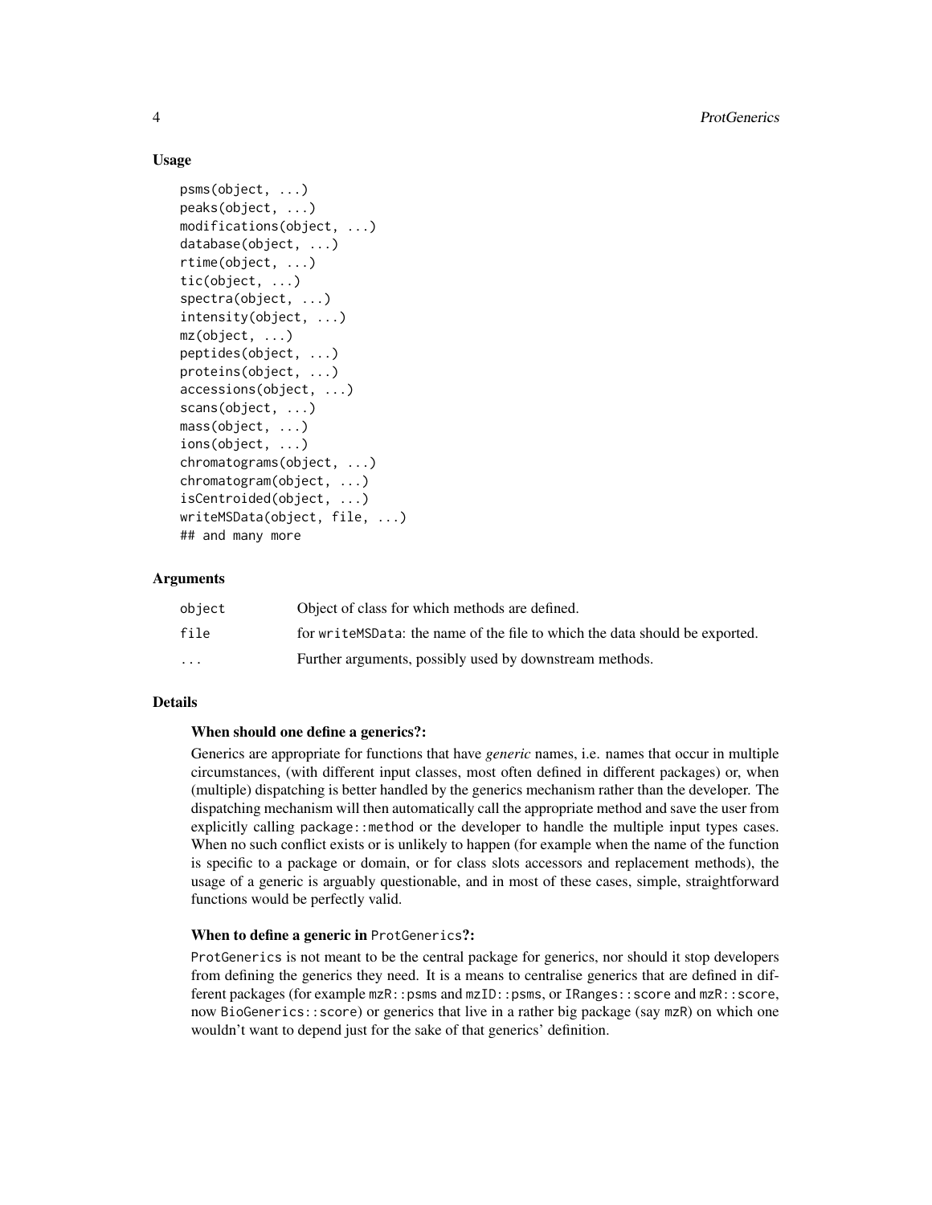## Usage

```
psms(object, ...)
peaks(object, ...)
modifications(object, ...)
database(object, ...)
rtime(object, ...)
tic(object, ...)
spectra(object, ...)
intensity(object, ...)
mz(object, ...)
peptides(object, ...)
proteins(object, ...)
accessions(object, ...)
scans(object, ...)
mass(object, ...)
ions(object, ...)
chromatograms(object, ...)
chromatogram(object, ...)
isCentroided(object, ...)
writeMSData(object, file, ...)
## and many more
```

## Arguments

| | |
|---|---|
| `object` | Object of class for which methods are defined. |
| `file` | for `writeMSData`: the name of the file to which the data should be exported. |
| `...` | Further arguments, possibly used by downstream methods. |

## Details

**When should one define a generics?:**

Generics are appropriate for functions that have *generic* names, i.e. names that occur in multiple circumstances, (with different input classes, most often defined in different packages) or, when (multiple) dispatching is better handled by the generics mechanism rather than the developer. The dispatching mechanism will then automatically call the appropriate method and save the user from explicitly calling `package::method` or the developer to handle the multiple input types cases. When no such conflict exists or is unlikely to happen (for example when the name of the function is specific to a package or domain, or for class slots accessors and replacement methods), the usage of a generic is arguably questionable, and in most of these cases, simple, straightforward functions would be perfectly valid.

**When to define a generic in `ProtGenerics`?:**

`ProtGenerics` is not meant to be the central package for generics, nor should it stop developers from defining the generics they need. It is a means to centralise generics that are defined in different packages (for example `mzR::psms` and `mzID::psms`, or `IRanges::score` and `mzR::score`, now `BioGenerics::score`) or generics that live in a rather big package (say `mzR`) on which one wouldn't want to depend just for the sake of that generics' definition.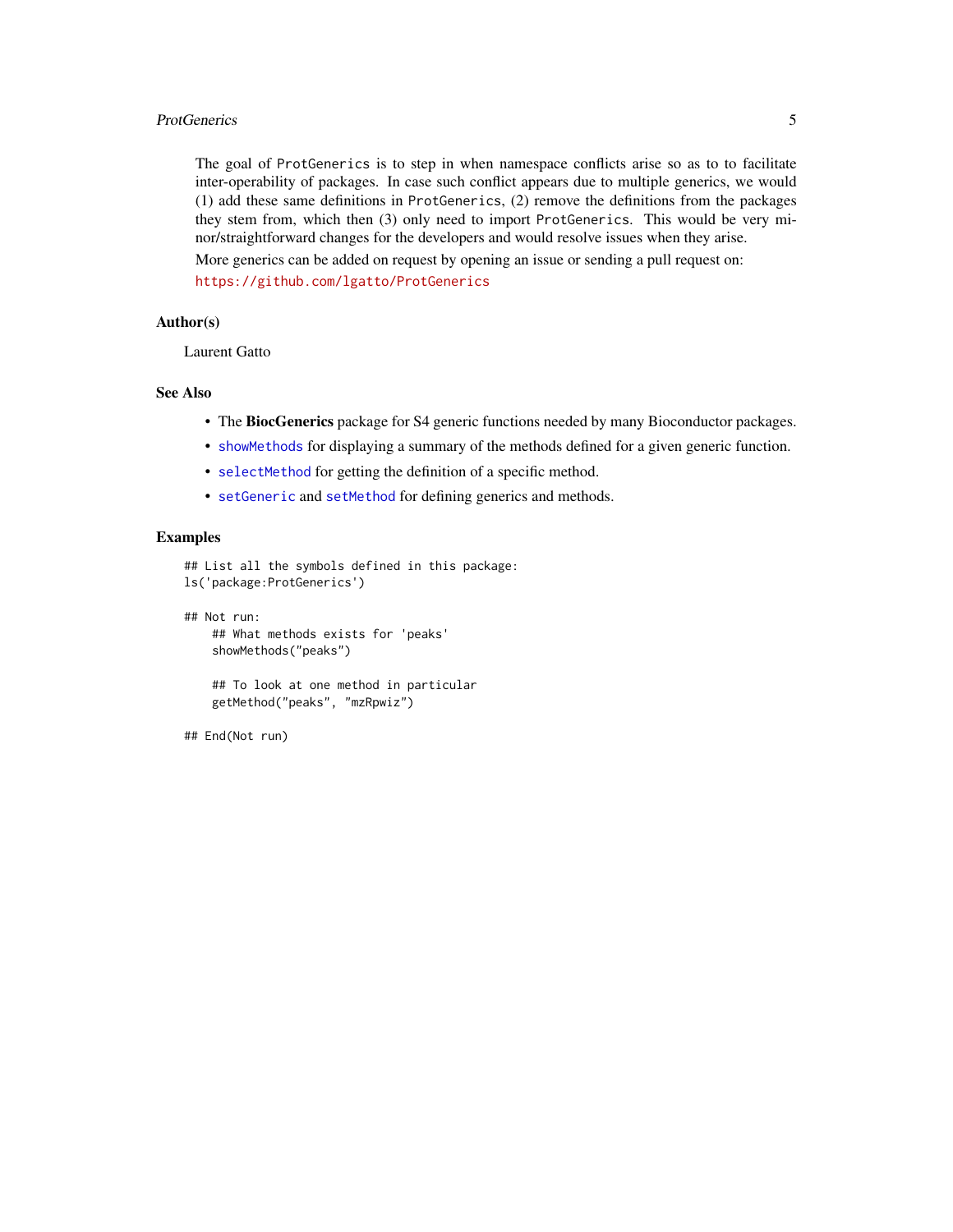The goal of ProtGenerics is to step in when namespace conflicts arise so as to to facilitate inter-operability of packages. In case such conflict appears due to multiple generics, we would (1) add these same definitions in ProtGenerics, (2) remove the definitions from the packages they stem from, which then (3) only need to import ProtGenerics. This would be very minor/straightforward changes for the developers and would resolve issues when they arise.

More generics can be added on request by opening an issue or sending a pull request on:

https://github.com/lgatto/ProtGenerics

## Author(s)

Laurent Gatto

## See Also

- The **BiocGenerics** package for S4 generic functions needed by many Bioconductor packages.
- showMethods for displaying a summary of the methods defined for a given generic function.
- selectMethod for getting the definition of a specific method.
- setGeneric and setMethod for defining generics and methods.

## Examples

```
## List all the symbols defined in this package:
ls('package:ProtGenerics')

## Not run:
    ## What methods exists for 'peaks'
    showMethods("peaks")

    ## To look at one method in particular
    getMethod("peaks", "mzRpwiz")

## End(Not run)
```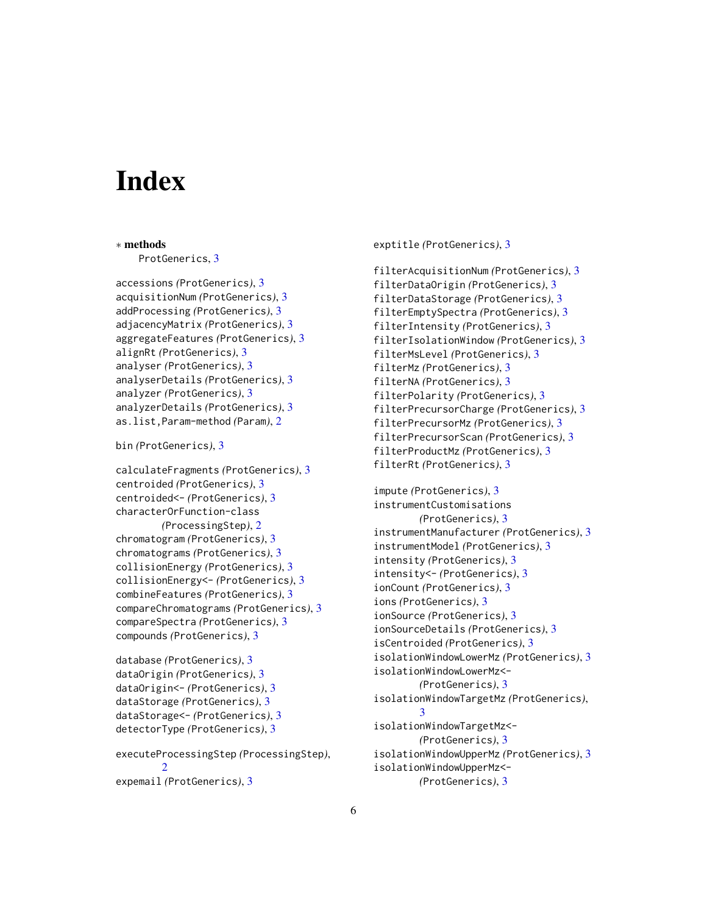# Index

∗ **methods**
    ProtGenerics, 3

accessions *(ProtGenerics)*, 3
acquisitionNum *(ProtGenerics)*, 3
addProcessing *(ProtGenerics)*, 3
adjacencyMatrix *(ProtGenerics)*, 3
aggregateFeatures *(ProtGenerics)*, 3
alignRt *(ProtGenerics)*, 3
analyser *(ProtGenerics)*, 3
analyserDetails *(ProtGenerics)*, 3
analyzer *(ProtGenerics)*, 3
analyzerDetails *(ProtGenerics)*, 3
as.list,Param-method *(Param)*, 2

bin *(ProtGenerics)*, 3

calculateFragments *(ProtGenerics)*, 3
centroided *(ProtGenerics)*, 3
centroided<- *(ProtGenerics)*, 3
characterOrFunction-class *(ProcessingStep)*, 2
chromatogram *(ProtGenerics)*, 3
chromatograms *(ProtGenerics)*, 3
collisionEnergy *(ProtGenerics)*, 3
collisionEnergy<- *(ProtGenerics)*, 3
combineFeatures *(ProtGenerics)*, 3
compareChromatograms *(ProtGenerics)*, 3
compareSpectra *(ProtGenerics)*, 3
compounds *(ProtGenerics)*, 3

database *(ProtGenerics)*, 3
dataOrigin *(ProtGenerics)*, 3
dataOrigin<- *(ProtGenerics)*, 3
dataStorage *(ProtGenerics)*, 3
dataStorage<- *(ProtGenerics)*, 3
detectorType *(ProtGenerics)*, 3

executeProcessingStep *(ProcessingStep)*, 2
expemail *(ProtGenerics)*, 3
exptitle *(ProtGenerics)*, 3

filterAcquisitionNum *(ProtGenerics)*, 3
filterDataOrigin *(ProtGenerics)*, 3
filterDataStorage *(ProtGenerics)*, 3
filterEmptySpectra *(ProtGenerics)*, 3
filterIntensity *(ProtGenerics)*, 3
filterIsolationWindow *(ProtGenerics)*, 3
filterMsLevel *(ProtGenerics)*, 3
filterMz *(ProtGenerics)*, 3
filterNA *(ProtGenerics)*, 3
filterPolarity *(ProtGenerics)*, 3
filterPrecursorCharge *(ProtGenerics)*, 3
filterPrecursorMz *(ProtGenerics)*, 3
filterPrecursorScan *(ProtGenerics)*, 3
filterProductMz *(ProtGenerics)*, 3
filterRt *(ProtGenerics)*, 3

impute *(ProtGenerics)*, 3
instrumentCustomisations *(ProtGenerics)*, 3
instrumentManufacturer *(ProtGenerics)*, 3
instrumentModel *(ProtGenerics)*, 3
intensity *(ProtGenerics)*, 3
intensity<- *(ProtGenerics)*, 3
ionCount *(ProtGenerics)*, 3
ions *(ProtGenerics)*, 3
ionSource *(ProtGenerics)*, 3
ionSourceDetails *(ProtGenerics)*, 3
isCentroided *(ProtGenerics)*, 3
isolationWindowLowerMz *(ProtGenerics)*, 3
isolationWindowLowerMz<- *(ProtGenerics)*, 3
isolationWindowTargetMz *(ProtGenerics)*, 3
isolationWindowTargetMz<- *(ProtGenerics)*, 3
isolationWindowUpperMz *(ProtGenerics)*, 3
isolationWindowUpperMz<- *(ProtGenerics)*, 3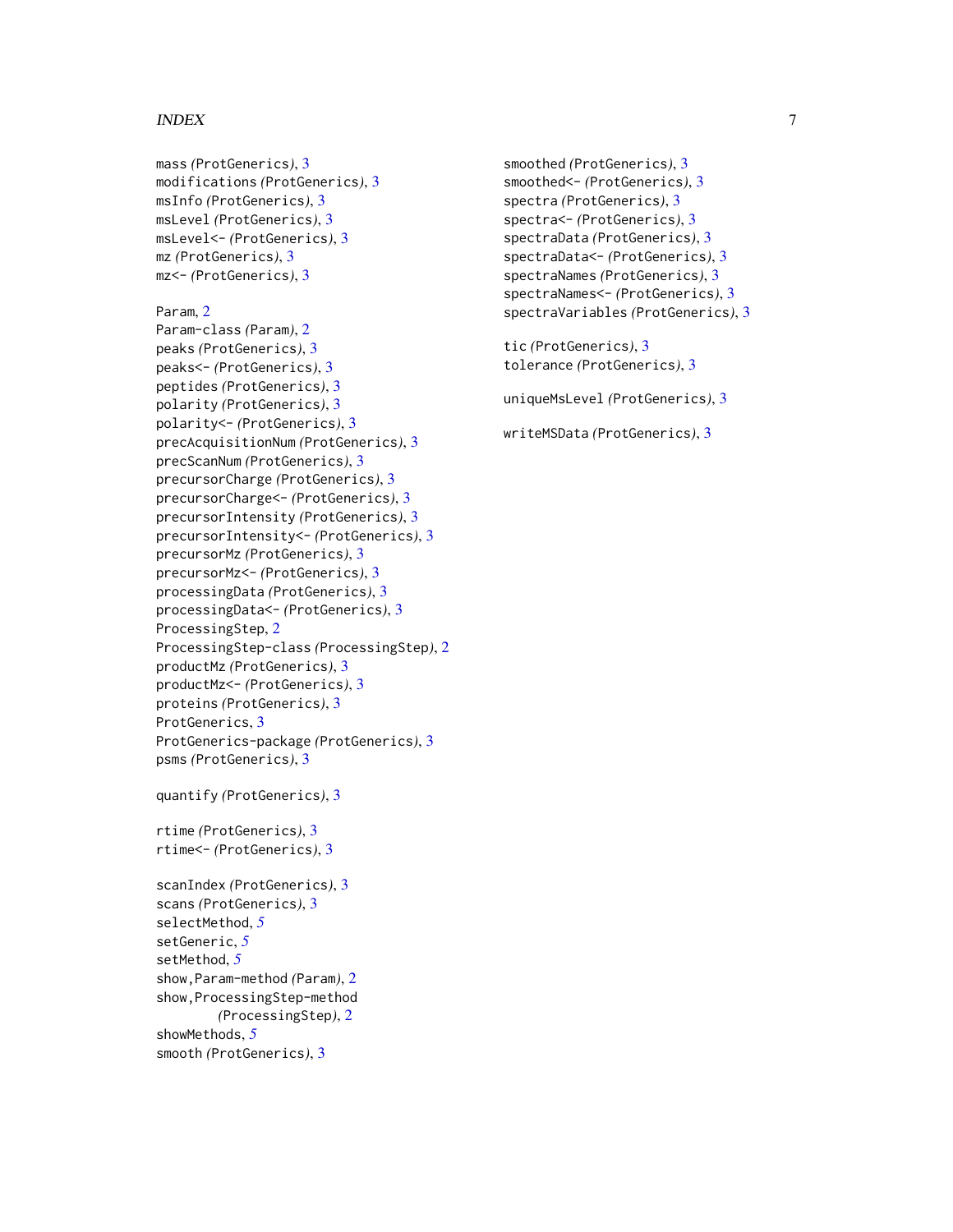mass *(ProtGenerics)*, 3
modifications *(ProtGenerics)*, 3
msInfo *(ProtGenerics)*, 3
msLevel *(ProtGenerics)*, 3
msLevel<- *(ProtGenerics)*, 3
mz *(ProtGenerics)*, 3
mz<- *(ProtGenerics)*, 3

Param, 2
Param-class *(Param)*, 2
peaks *(ProtGenerics)*, 3
peaks<- *(ProtGenerics)*, 3
peptides *(ProtGenerics)*, 3
polarity *(ProtGenerics)*, 3
polarity<- *(ProtGenerics)*, 3
precAcquisitionNum *(ProtGenerics)*, 3
precScanNum *(ProtGenerics)*, 3
precursorCharge *(ProtGenerics)*, 3
precursorCharge<- *(ProtGenerics)*, 3
precursorIntensity *(ProtGenerics)*, 3
precursorIntensity<- *(ProtGenerics)*, 3
precursorMz *(ProtGenerics)*, 3
precursorMz<- *(ProtGenerics)*, 3
processingData *(ProtGenerics)*, 3
processingData<- *(ProtGenerics)*, 3
ProcessingStep, 2
ProcessingStep-class *(ProcessingStep)*, 2
productMz *(ProtGenerics)*, 3
productMz<- *(ProtGenerics)*, 3
proteins *(ProtGenerics)*, 3
ProtGenerics, 3
ProtGenerics-package *(ProtGenerics)*, 3
psms *(ProtGenerics)*, 3

quantify *(ProtGenerics)*, 3

rtime *(ProtGenerics)*, 3
rtime<- *(ProtGenerics)*, 3

scanIndex *(ProtGenerics)*, 3
scans *(ProtGenerics)*, 3
selectMethod, *5*
setGeneric, *5*
setMethod, *5*
show,Param-method *(Param)*, 2
show,ProcessingStep-method *(ProcessingStep)*, 2
showMethods, *5*
smooth *(ProtGenerics)*, 3
smoothed *(ProtGenerics)*, 3
smoothed<- *(ProtGenerics)*, 3
spectra *(ProtGenerics)*, 3
spectra<- *(ProtGenerics)*, 3
spectraData *(ProtGenerics)*, 3
spectraData<- *(ProtGenerics)*, 3
spectraNames *(ProtGenerics)*, 3
spectraNames<- *(ProtGenerics)*, 3
spectraVariables *(ProtGenerics)*, 3

tic *(ProtGenerics)*, 3
tolerance *(ProtGenerics)*, 3

uniqueMsLevel *(ProtGenerics)*, 3

writeMSData *(ProtGenerics)*, 3